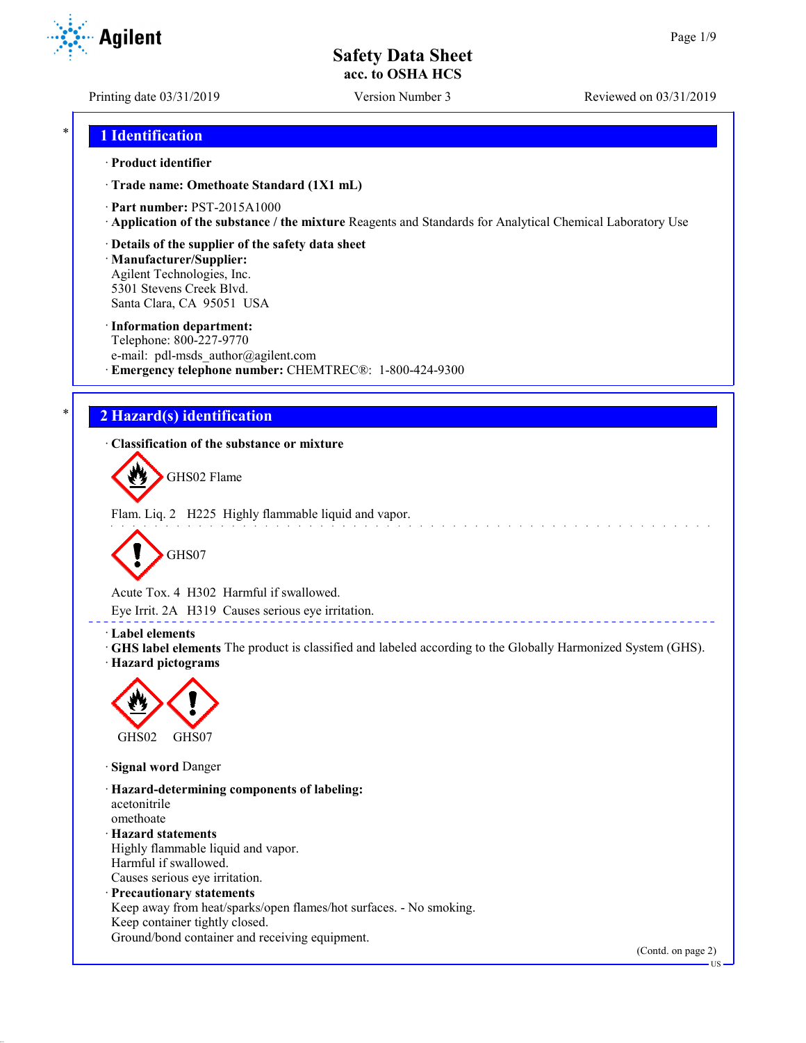# Safety Data Sheet
## acc. to OSHA HCS

Printing date 03/31/2019 | Version Number 3 | Reviewed on 03/31/2019

## 1 Identification

· **Product identifier**

· **Trade name: Omethoate Standard (1X1 mL)**

· **Part number:** PST-2015A1000

· **Application of the substance / the mixture** Reagents and Standards for Analytical Chemical Laboratory Use

· **Details of the supplier of the safety data sheet**

· **Manufacturer/Supplier:**
Agilent Technologies, Inc.
5301 Stevens Creek Blvd.
Santa Clara, CA 95051 USA

· **Information department:**
Telephone: 800-227-9770
e-mail: pdl-msds_author@agilent.com

· **Emergency telephone number:** CHEMTREC®: 1-800-424-9300

## 2 Hazard(s) identification

· **Classification of the substance or mixture**

GHS02 Flame

Flam. Liq. 2 H225 Highly flammable liquid and vapor.

GHS07

Acute Tox. 4 H302 Harmful if swallowed.

Eye Irrit. 2A H319 Causes serious eye irritation.

· **Label elements**

· **GHS label elements** The product is classified and labeled according to the Globally Harmonized System (GHS).

· **Hazard pictograms**

GHS02 GHS07

· **Signal word** Danger

· **Hazard-determining components of labeling:**
acetonitrile
omethoate

· **Hazard statements**
Highly flammable liquid and vapor.
Harmful if swallowed.
Causes serious eye irritation.

· **Precautionary statements**
Keep away from heat/sparks/open flames/hot surfaces. - No smoking.
Keep container tightly closed.
Ground/bond container and receiving equipment.

(Contd. on page 2)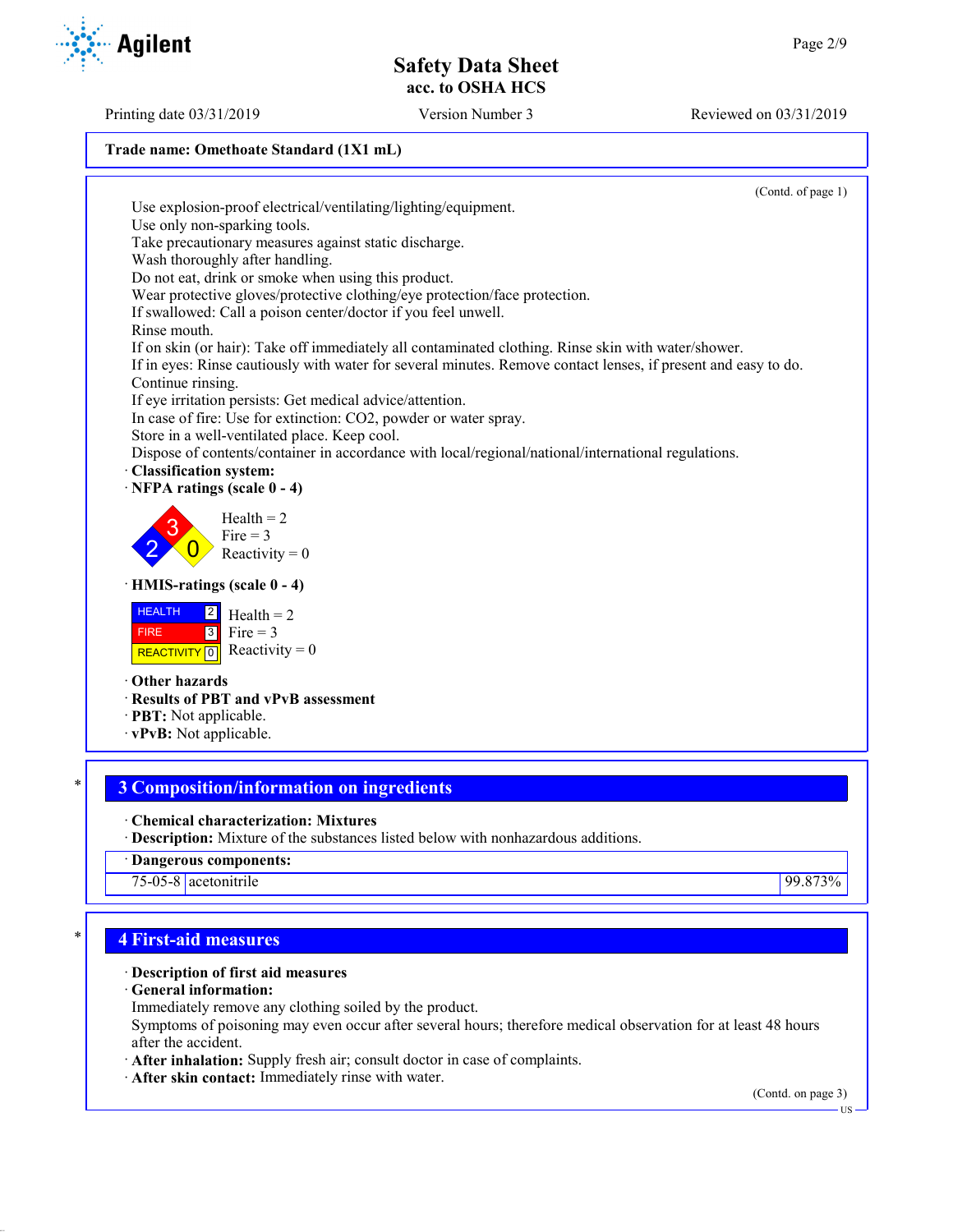Trade name: Omethoate Standard (1X1 mL)

(Contd. of page 1)

Use explosion-proof electrical/ventilating/lighting/equipment.
Use only non-sparking tools.
Take precautionary measures against static discharge.
Wash thoroughly after handling.
Do not eat, drink or smoke when using this product.
Wear protective gloves/protective clothing/eye protection/face protection.
If swallowed: Call a poison center/doctor if you feel unwell.
Rinse mouth.
If on skin (or hair): Take off immediately all contaminated clothing. Rinse skin with water/shower.
If in eyes: Rinse cautiously with water for several minutes. Remove contact lenses, if present and easy to do. Continue rinsing.
If eye irritation persists: Get medical advice/attention.
In case of fire: Use for extinction: CO2, powder or water spray.
Store in a well-ventilated place. Keep cool.
Dispose of contents/container in accordance with local/regional/national/international regulations.

· **Classification system:**
· **NFPA ratings (scale 0 - 4)**

Health = 2
Fire = 3
Reactivity = 0

· **HMIS-ratings (scale 0 - 4)**

| | | |
|---|---|---|
| HEALTH | 2 | Health = 2 |
| FIRE | 3 | Fire = 3 |
| REACTIVITY | 0 | Reactivity = 0 |

· **Other hazards**
· **Results of PBT and vPvB assessment**
· **PBT:** Not applicable.
· **vPvB:** Not applicable.

## 3 Composition/information on ingredients

· **Chemical characterization: Mixtures**
· **Description:** Mixture of the substances listed below with nonhazardous additions.

| · Dangerous components: | | |
|---|---|---|
| 75-05-8 | acetonitrile | 99.873% |

## 4 First-aid measures

· **Description of first aid measures**
· **General information:**
Immediately remove any clothing soiled by the product.
Symptoms of poisoning may even occur after several hours; therefore medical observation for at least 48 hours after the accident.
· **After inhalation:** Supply fresh air; consult doctor in case of complaints.
· **After skin contact:** Immediately rinse with water.

(Contd. on page 3)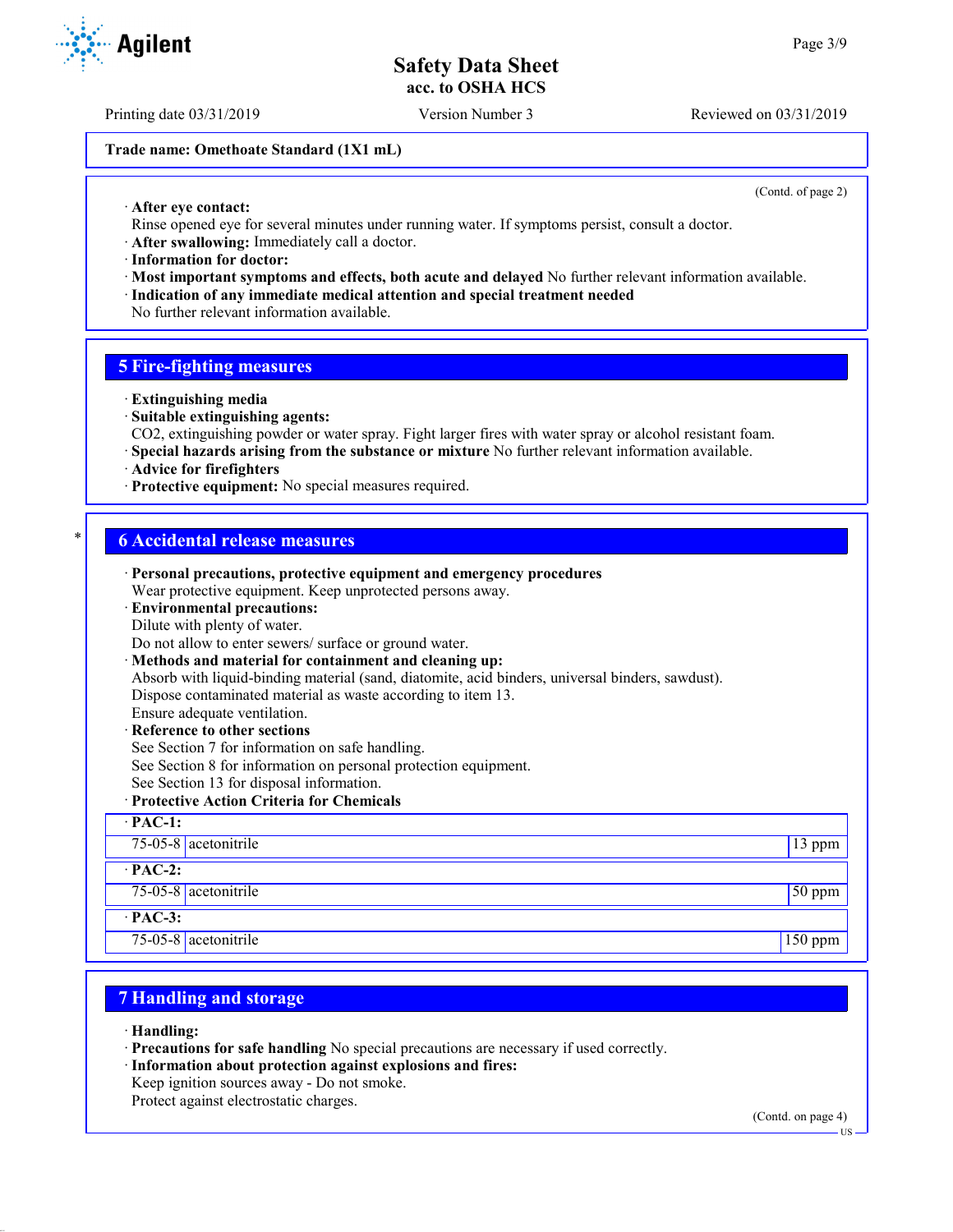**Trade name: Omethoate Standard (1X1 mL)**

(Contd. of page 2)

· **After eye contact:**
Rinse opened eye for several minutes under running water. If symptoms persist, consult a doctor.
· **After swallowing:** Immediately call a doctor.
· **Information for doctor:**
· **Most important symptoms and effects, both acute and delayed** No further relevant information available.
· **Indication of any immediate medical attention and special treatment needed**
No further relevant information available.

## 5 Fire-fighting measures

· **Extinguishing media**
· **Suitable extinguishing agents:**
$CO_2$, extinguishing powder or water spray. Fight larger fires with water spray or alcohol resistant foam.
· **Special hazards arising from the substance or mixture** No further relevant information available.
· **Advice for firefighters**
· **Protective equipment:** No special measures required.

## 6 Accidental release measures

· **Personal precautions, protective equipment and emergency procedures**
Wear protective equipment. Keep unprotected persons away.
· **Environmental precautions:**
Dilute with plenty of water.
Do not allow to enter sewers/ surface or ground water.
· **Methods and material for containment and cleaning up:**
Absorb with liquid-binding material (sand, diatomite, acid binders, universal binders, sawdust).
Dispose contaminated material as waste according to item 13.
Ensure adequate ventilation.
· **Reference to other sections**
See Section 7 for information on safe handling.
See Section 8 for information on personal protection equipment.
See Section 13 for disposal information.
· **Protective Action Criteria for Chemicals**

| · **PAC-1:** | | |
|---|---|---|
| 75-05-8 | acetonitrile | 13 ppm |
| · **PAC-2:** | | |
| 75-05-8 | acetonitrile | 50 ppm |
| · **PAC-3:** | | |
| 75-05-8 | acetonitrile | 150 ppm |

## 7 Handling and storage

· **Handling:**
· **Precautions for safe handling** No special precautions are necessary if used correctly.
· **Information about protection against explosions and fires:**
Keep ignition sources away - Do not smoke.
Protect against electrostatic charges.

(Contd. on page 4)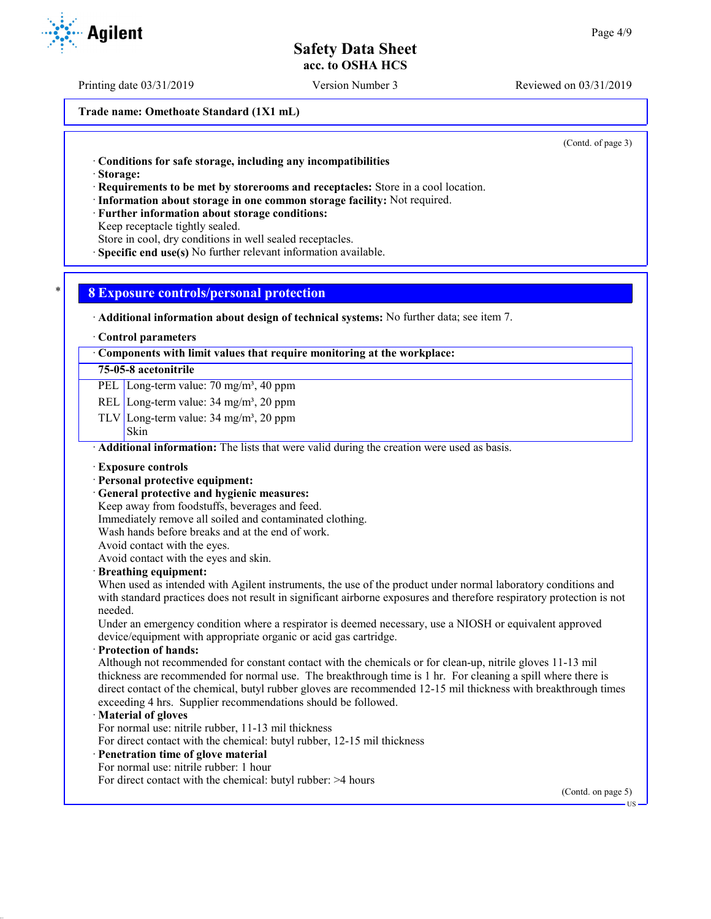**Trade name: Omethoate Standard (1X1 mL)**

(Contd. of page 3)

· **Conditions for safe storage, including any incompatibilities**
· **Storage:**
· **Requirements to be met by storerooms and receptacles:** Store in a cool location.
· **Information about storage in one common storage facility:** Not required.
· **Further information about storage conditions:**
Keep receptacle tightly sealed.
Store in cool, dry conditions in well sealed receptacles.
· **Specific end use(s)** No further relevant information available.

## 8 Exposure controls/personal protection

· **Additional information about design of technical systems:** No further data; see item 7.

· **Control parameters**

· **Components with limit values that require monitoring at the workplace:**

| **75-05-8 acetonitrile** | |
|---|---|
| PEL | Long-term value: 70 mg/m³, 40 ppm |
| REL | Long-term value: 34 mg/m³, 20 ppm |
| TLV | Long-term value: 34 mg/m³, 20 ppm<br>Skin |

· **Additional information:** The lists that were valid during the creation were used as basis.

· **Exposure controls**
· **Personal protective equipment:**
· **General protective and hygienic measures:**
Keep away from foodstuffs, beverages and feed.
Immediately remove all soiled and contaminated clothing.
Wash hands before breaks and at the end of work.
Avoid contact with the eyes.
Avoid contact with the eyes and skin.
· **Breathing equipment:**
When used as intended with Agilent instruments, the use of the product under normal laboratory conditions and with standard practices does not result in significant airborne exposures and therefore respiratory protection is not needed.
Under an emergency condition where a respirator is deemed necessary, use a NIOSH or equivalent approved device/equipment with appropriate organic or acid gas cartridge.
· **Protection of hands:**
Although not recommended for constant contact with the chemicals or for clean-up, nitrile gloves 11-13 mil thickness are recommended for normal use. The breakthrough time is 1 hr. For cleaning a spill where there is direct contact of the chemical, butyl rubber gloves are recommended 12-15 mil thickness with breakthrough times exceeding 4 hrs. Supplier recommendations should be followed.
· **Material of gloves**
For normal use: nitrile rubber, 11-13 mil thickness
For direct contact with the chemical: butyl rubber, 12-15 mil thickness
· **Penetration time of glove material**
For normal use: nitrile rubber: 1 hour
For direct contact with the chemical: butyl rubber: >4 hours

(Contd. on page 5)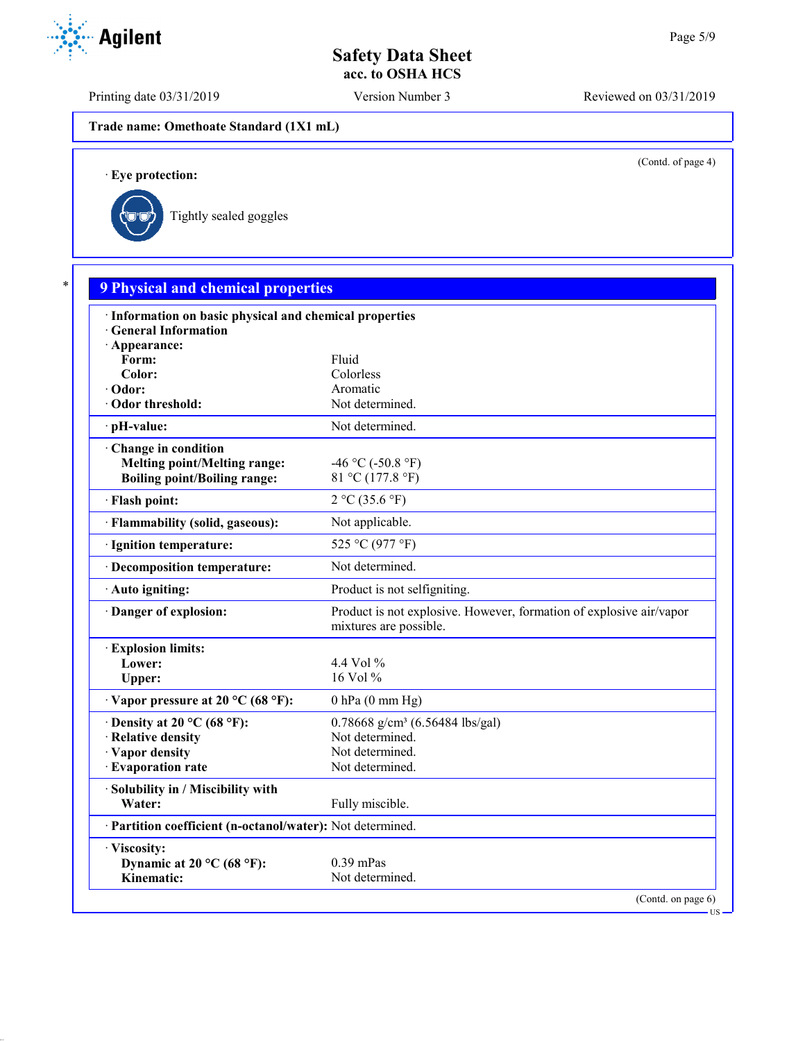**Trade name: Omethoate Standard (1X1 mL)**

(Contd. of page 4)

· **Eye protection:**

Tightly sealed goggles

## 9 Physical and chemical properties

| | |
|---|---|
| · **Information on basic physical and chemical properties** | |
| · **General Information** | |
| · **Appearance:** | |
| **Form:** | Fluid |
| **Color:** | Colorless |
| · **Odor:** | Aromatic |
| · **Odor threshold:** | Not determined. |
| · **pH-value:** | Not determined. |
| · **Change in condition** | |
| **Melting point/Melting range:** | -46 °C (-50.8 °F) |
| **Boiling point/Boiling range:** | 81 °C (177.8 °F) |
| · **Flash point:** | 2 °C (35.6 °F) |
| · **Flammability (solid, gaseous):** | Not applicable. |
| · **Ignition temperature:** | 525 °C (977 °F) |
| · **Decomposition temperature:** | Not determined. |
| · **Auto igniting:** | Product is not selfigniting. |
| · **Danger of explosion:** | Product is not explosive. However, formation of explosive air/vapor mixtures are possible. |
| · **Explosion limits:** | |
| **Lower:** | 4.4 Vol % |
| **Upper:** | 16 Vol % |
| · **Vapor pressure at 20 °C (68 °F):** | 0 hPa (0 mm Hg) |
| · **Density at 20 °C (68 °F):** | 0.78668 g/cm³ (6.56484 lbs/gal) |
| · **Relative density** | Not determined. |
| · **Vapor density** | Not determined. |
| · **Evaporation rate** | Not determined. |
| · **Solubility in / Miscibility with** | |
| **Water:** | Fully miscible. |
| · **Partition coefficient (n-octanol/water):** | Not determined. |
| · **Viscosity:** | |
| **Dynamic at 20 °C (68 °F):** | 0.39 mPas |
| **Kinematic:** | Not determined. |

(Contd. on page 6)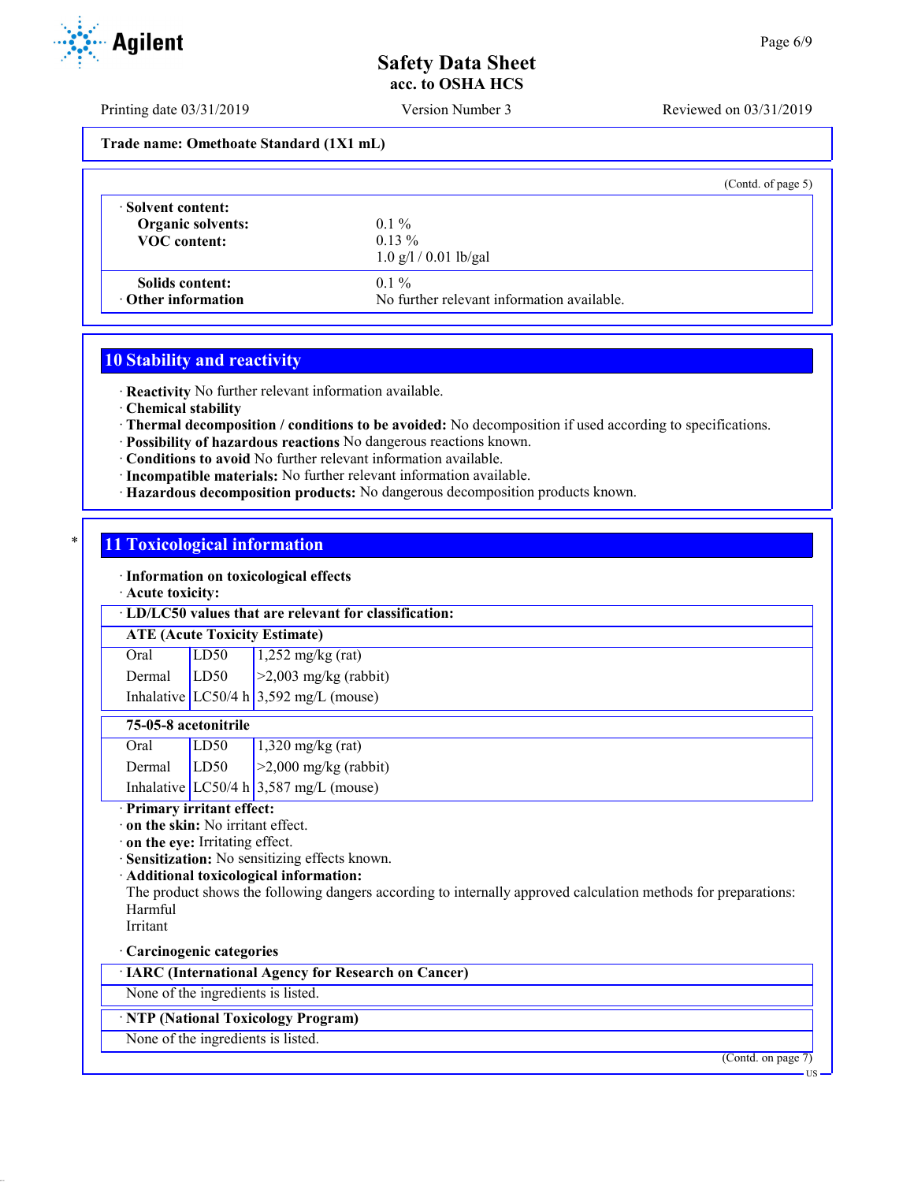**Trade name: Omethoate Standard (1X1 mL)**

(Contd. of page 5)

| · **Solvent content:** | |
|---|---|
| **Organic solvents:** | 0.1 % |
| **VOC content:** | 0.13 % |
| | 1.0 g/l / 0.01 lb/gal |
| **Solids content:** | 0.1 % |
| · **Other information** | No further relevant information available. |

## 10 Stability and reactivity

· **Reactivity** No further relevant information available.
· **Chemical stability**
· **Thermal decomposition / conditions to be avoided:** No decomposition if used according to specifications.
· **Possibility of hazardous reactions** No dangerous reactions known.
· **Conditions to avoid** No further relevant information available.
· **Incompatible materials:** No further relevant information available.
· **Hazardous decomposition products:** No dangerous decomposition products known.

## 11 Toxicological information

· **Information on toxicological effects**
· **Acute toxicity:**

· **LD/LC50 values that are relevant for classification:**

| **ATE (Acute Toxicity Estimate)** | | |
|---|---|---|
| Oral | LD50 | 1,252 mg/kg (rat) |
| Dermal | LD50 | >2,003 mg/kg (rabbit) |
| Inhalative | LC50/4 h | 3,592 mg/L (mouse) |

| **75-05-8 acetonitrile** | | |
|---|---|---|
| Oral | LD50 | 1,320 mg/kg (rat) |
| Dermal | LD50 | >2,000 mg/kg (rabbit) |
| Inhalative | LC50/4 h | 3,587 mg/L (mouse) |

· **Primary irritant effect:**
· **on the skin:** No irritant effect.
· **on the eye:** Irritating effect.
· **Sensitization:** No sensitizing effects known.
· **Additional toxicological information:**
The product shows the following dangers according to internally approved calculation methods for preparations:
Harmful
Irritant

· **Carcinogenic categories**

| · **IARC (International Agency for Research on Cancer)** |
|---|
| None of the ingredients is listed. |

| · **NTP (National Toxicology Program)** |
|---|
| None of the ingredients is listed. |

(Contd. on page 7)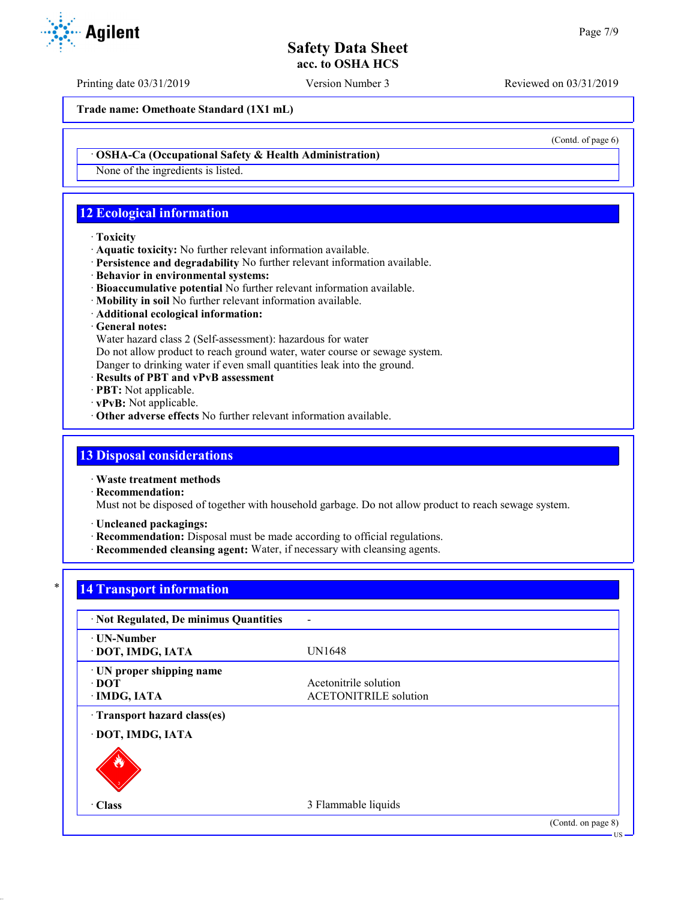Trade name: **Omethoate Standard (1X1 mL)**

(Contd. of page 6)

· **OSHA-Ca (Occupational Safety & Health Administration)**

None of the ingredients is listed.

## 12 Ecological information

· **Toxicity**
· **Aquatic toxicity:** No further relevant information available.
· **Persistence and degradability** No further relevant information available.
· **Behavior in environmental systems:**
· **Bioaccumulative potential** No further relevant information available.
· **Mobility in soil** No further relevant information available.
· **Additional ecological information:**
· **General notes:**
Water hazard class 2 (Self-assessment): hazardous for water
Do not allow product to reach ground water, water course or sewage system.
Danger to drinking water if even small quantities leak into the ground.
· **Results of PBT and vPvB assessment**
· **PBT:** Not applicable.
· **vPvB:** Not applicable.
· **Other adverse effects** No further relevant information available.

## 13 Disposal considerations

· **Waste treatment methods**
· **Recommendation:**
Must not be disposed of together with household garbage. Do not allow product to reach sewage system.

· **Uncleaned packagings:**
· **Recommendation:** Disposal must be made according to official regulations.
· **Recommended cleansing agent:** Water, if necessary with cleansing agents.

## 14 Transport information

| | |
|---|---|
| · **Not Regulated, De minimus Quantities** | - |
| · **UN-Number**<br>· **DOT, IMDG, IATA** | UN1648 |
| · **UN proper shipping name**<br>· **DOT**<br>· **IMDG, IATA** | <br>Acetonitrile solution<br>ACETONITRILE solution |
| · **Transport hazard class(es)**<br>· **DOT, IMDG, IATA** | |
| · **Class** | 3 Flammable liquids |

(Contd. on page 8)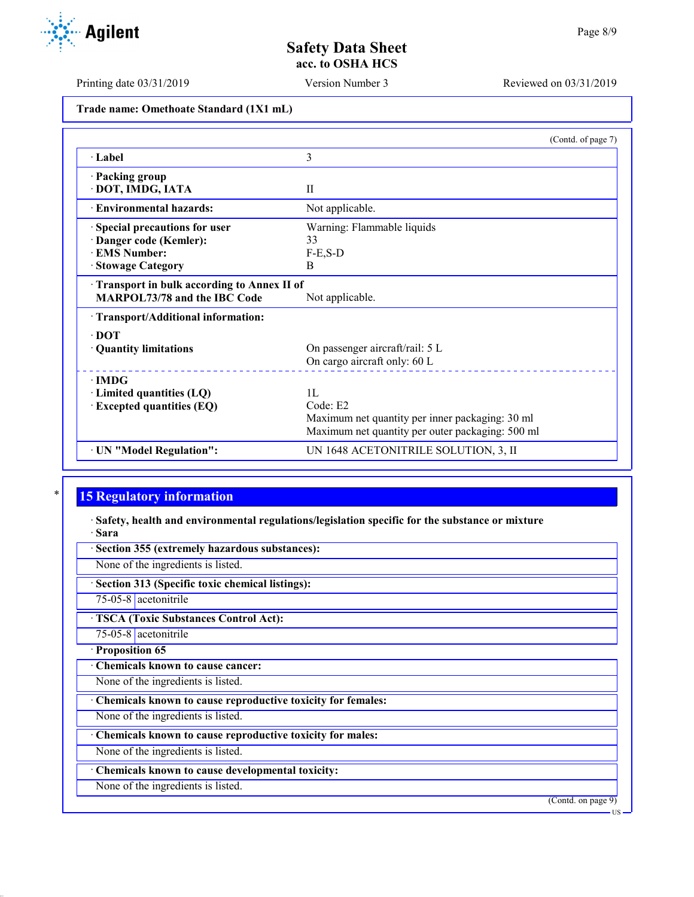Trade name: Omethoate Standard (1X1 mL)

(Contd. of page 7)

| | |
|---|---|
| · **Label** | 3 |
| · **Packing group**<br>· **DOT, IMDG, IATA** | II |
| · **Environmental hazards:** | Not applicable. |
| · **Special precautions for user**<br>· **Danger code (Kemler):**<br>· **EMS Number:**<br>· **Stowage Category** | Warning: Flammable liquids<br>33<br>F-E,S-D<br>B |
| · **Transport in bulk according to Annex II of MARPOL73/78 and the IBC Code** | Not applicable. |
| · **Transport/Additional information:** | |
| · **DOT**<br>· **Quantity limitations** | On passenger aircraft/rail: 5 L<br>On cargo aircraft only: 60 L |
| · **IMDG**<br>· **Limited quantities (LQ)**<br>· **Excepted quantities (EQ)** | 1L<br>Code: E2<br>Maximum net quantity per inner packaging: 30 ml<br>Maximum net quantity per outer packaging: 500 ml |
| · **UN "Model Regulation":** | UN 1648 ACETONITRILE SOLUTION, 3, II |

## 15 Regulatory information

· **Safety, health and environmental regulations/legislation specific for the substance or mixture**

· **Sara**

· **Section 355 (extremely hazardous substances):**

None of the ingredients is listed.

· **Section 313 (Specific toxic chemical listings):**

| 75-05-8 | acetonitrile |
|---|---|

· **TSCA (Toxic Substances Control Act):**

| 75-05-8 | acetonitrile |
|---|---|

· **Proposition 65**

· **Chemicals known to cause cancer:**

None of the ingredients is listed.

· **Chemicals known to cause reproductive toxicity for females:**

None of the ingredients is listed.

· **Chemicals known to cause reproductive toxicity for males:**

None of the ingredients is listed.

· **Chemicals known to cause developmental toxicity:**

None of the ingredients is listed.

(Contd. on page 9)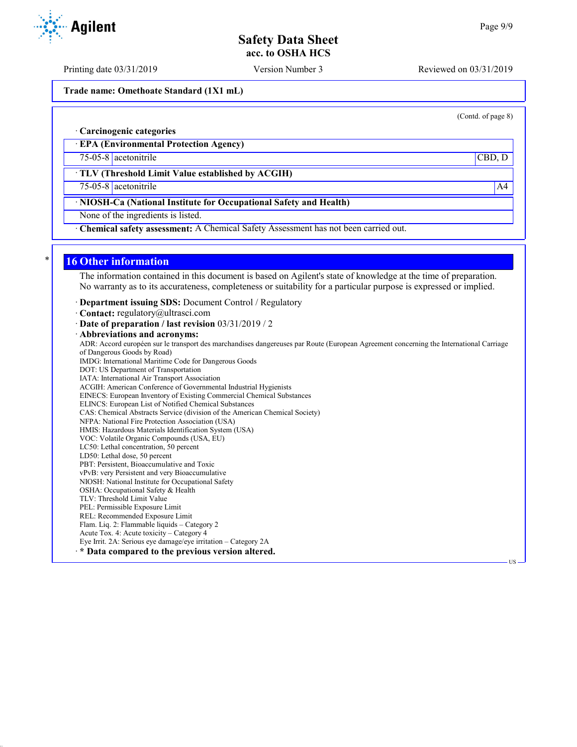(Contd. of page 8)

· **Carcinogenic categories**

· **EPA (Environmental Protection Agency)**

| | | |
|---|---|---|
| 75-05-8 | acetonitrile | CBD, D |

· **TLV (Threshold Limit Value established by ACGIH)**

| | | |
|---|---|---|
| 75-05-8 | acetonitrile | A4 |

· **NIOSH-Ca (National Institute for Occupational Safety and Health)**

None of the ingredients is listed.

· **Chemical safety assessment:** A Chemical Safety Assessment has not been carried out.

## * 16 Other information

The information contained in this document is based on Agilent's state of knowledge at the time of preparation. No warranty as to its accurateness, completeness or suitability for a particular purpose is expressed or implied.

· **Department issuing SDS:** Document Control / Regulatory
· **Contact:** regulatory@ultrasci.com
· **Date of preparation / last revision** 03/31/2019 / 2
· **Abbreviations and acronyms:**
ADR: Accord européen sur le transport des marchandises dangereuses par Route (European Agreement concerning the International Carriage of Dangerous Goods by Road)
IMDG: International Maritime Code for Dangerous Goods
DOT: US Department of Transportation
IATA: International Air Transport Association
ACGIH: American Conference of Governmental Industrial Hygienists
EINECS: European Inventory of Existing Commercial Chemical Substances
ELINCS: European List of Notified Chemical Substances
CAS: Chemical Abstracts Service (division of the American Chemical Society)
NFPA: National Fire Protection Association (USA)
HMIS: Hazardous Materials Identification System (USA)
VOC: Volatile Organic Compounds (USA, EU)
LC50: Lethal concentration, 50 percent
LD50: Lethal dose, 50 percent
PBT: Persistent, Bioaccumulative and Toxic
vPvB: very Persistent and very Bioaccumulative
NIOSH: National Institute for Occupational Safety
OSHA: Occupational Safety & Health
TLV: Threshold Limit Value
PEL: Permissible Exposure Limit
REL: Recommended Exposure Limit
Flam. Liq. 2: Flammable liquids – Category 2
Acute Tox. 4: Acute toxicity – Category 4
Eye Irrit. 2A: Serious eye damage/eye irritation – Category 2A

· **\* Data compared to the previous version altered.**